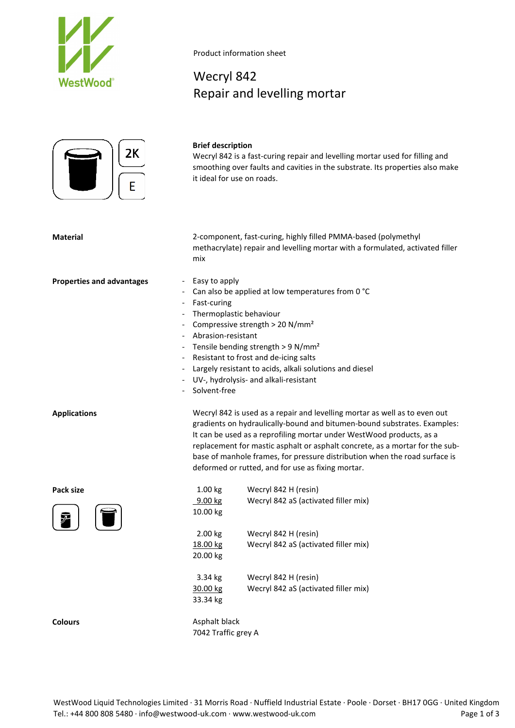Product information sheet

# Wecryl 842
## Repair and levelling mortar

2K

E

**Brief description**

Wecryl 842 is a fast-curing repair and levelling mortar used for filling and smoothing over faults and cavities in the substrate. Its properties also make it ideal for use on roads.

**Material**

2-component, fast-curing, highly filled PMMA-based (polymethyl methacrylate) repair and levelling mortar with a formulated, activated filler mix

**Properties and advantages**

- Easy to apply
- Can also be applied at low temperatures from 0 °C
- Fast-curing
- Thermoplastic behaviour
- Compressive strength > 20 N/mm²
- Abrasion-resistant
- Tensile bending strength > 9 N/mm²
- Resistant to frost and de-icing salts
- Largely resistant to acids, alkali solutions and diesel
- UV-, hydrolysis- and alkali-resistant
- Solvent-free

**Applications**

Wecryl 842 is used as a repair and levelling mortar as well as to even out gradients on hydraulically-bound and bitumen-bound substrates. Examples: It can be used as a reprofiling mortar under WestWood products, as a replacement for mastic asphalt or asphalt concrete, as a mortar for the sub-base of manhole frames, for pressure distribution when the road surface is deformed or rutted, and for use as fixing mortar.

**Pack size**

| | |
|---|---|
| 1.00 kg | Wecryl 842 H (resin) |
| 9.00 kg | Wecryl 842 aS (activated filler mix) |
| 10.00 kg | |
| | |
| 2.00 kg | Wecryl 842 H (resin) |
| 18.00 kg | Wecryl 842 aS (activated filler mix) |
| 20.00 kg | |
| | |
| 3.34 kg | Wecryl 842 H (resin) |
| 30.00 kg | Wecryl 842 aS (activated filler mix) |
| 33.34 kg | |

**Colours**

Asphalt black
7042 Traffic grey A

WestWood Liquid Technologies Limited · 31 Morris Road · Nuffield Industrial Estate · Poole · Dorset · BH17 0GG · United Kingdom
Tel.: +44 800 808 5480 · info@westwood-uk.com · www.westwood-uk.com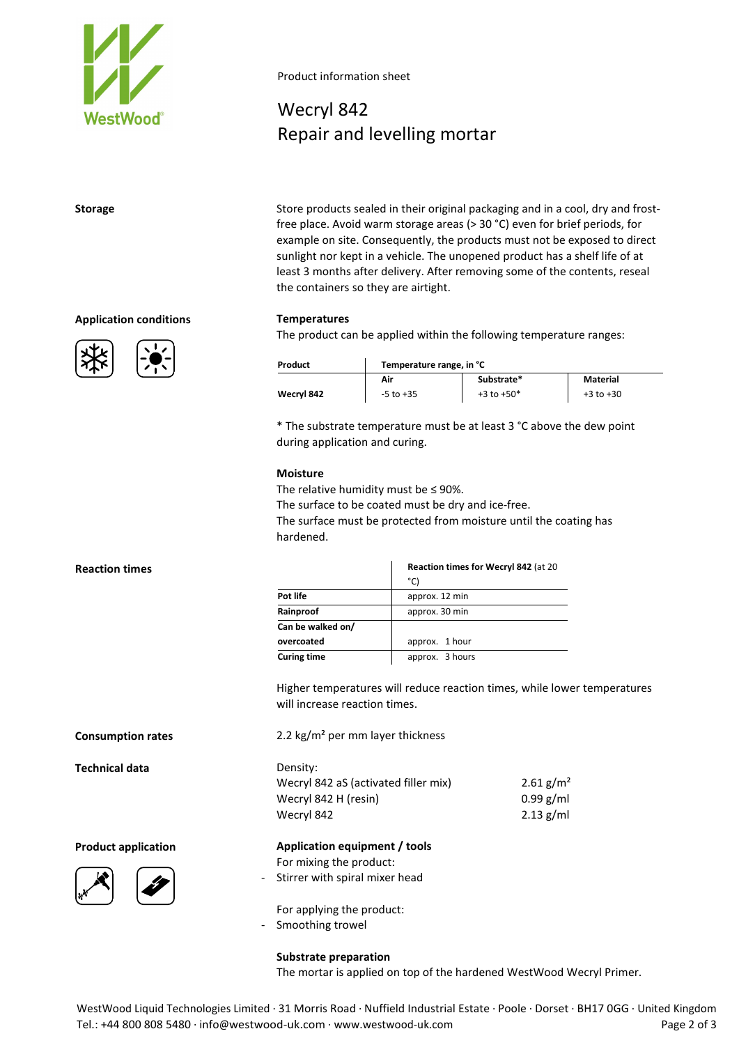Product information sheet

# Wecryl 842
## Repair and levelling mortar

### Storage

Store products sealed in their original packaging and in a cool, dry and frost-free place. Avoid warm storage areas (> 30 °C) even for brief periods, for example on site. Consequently, the products must not be exposed to direct sunlight nor kept in a vehicle. The unopened product has a shelf life of at least 3 months after delivery. After removing some of the contents, reseal the containers so they are airtight.

### Application conditions

**Temperatures**

The product can be applied within the following temperature ranges:

| Product | Temperature range, in °C | | |
|---|---|---|---|
| | Air | Substrate* | Material |
| Wecryl 842 | -5 to +35 | +3 to +50* | +3 to +30 |

\* The substrate temperature must be at least 3 °C above the dew point during application and curing.

**Moisture**

The relative humidity must be ≤ 90%.
The surface to be coated must be dry and ice-free.
The surface must be protected from moisture until the coating has hardened.

### Reaction times

| | Reaction times for Wecryl 842 (at 20 °C) |
|---|---|
| Pot life | approx. 12 min |
| Rainproof | approx. 30 min |
| Can be walked on/ overcoated | approx. 1 hour |
| Curing time | approx. 3 hours |

Higher temperatures will reduce reaction times, while lower temperatures will increase reaction times.

### Consumption rates

2.2 kg/m² per mm layer thickness

### Technical data

Density:

| | |
|---|---|
| Wecryl 842 aS (activated filler mix) | 2.61 g/m² |
| Wecryl 842 H (resin) | 0.99 g/ml |
| Wecryl 842 | 2.13 g/ml |

### Product application

**Application equipment / tools**

For mixing the product:

- Stirrer with spiral mixer head

For applying the product:

- Smoothing trowel

**Substrate preparation**

The mortar is applied on top of the hardened WestWood Wecryl Primer.

WestWood Liquid Technologies Limited · 31 Morris Road · Nuffield Industrial Estate · Poole · Dorset · BH17 0GG · United Kingdom
Tel.: +44 800 808 5480 · info@westwood-uk.com · www.westwood-uk.com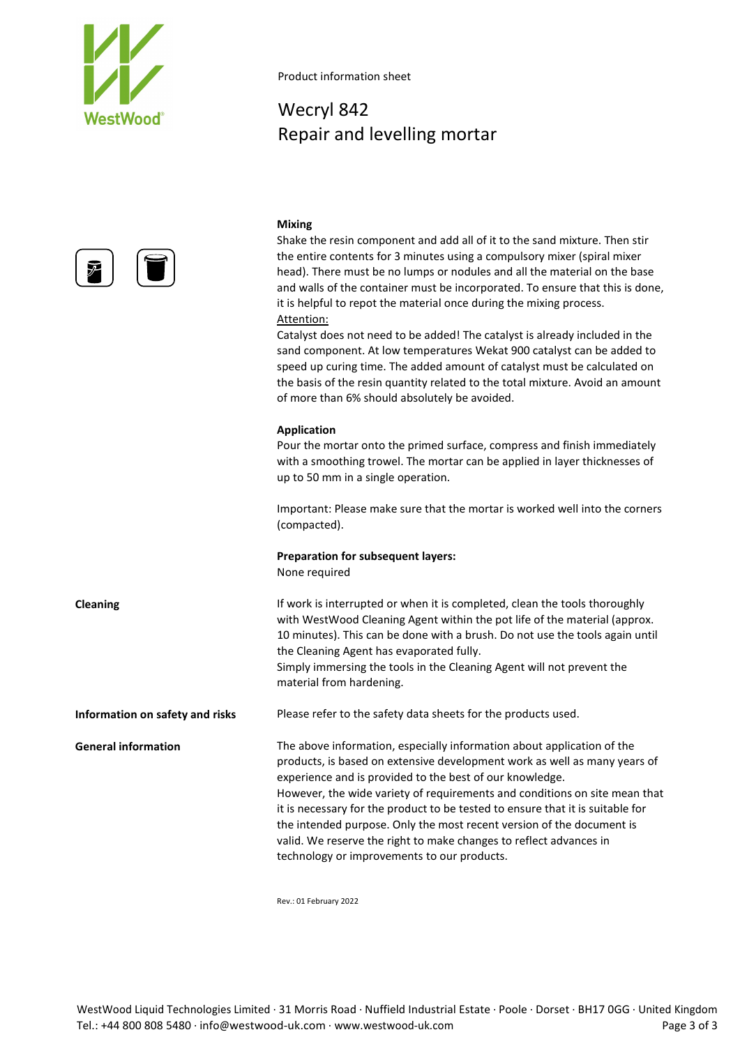Product information sheet

# Wecryl 842
# Repair and levelling mortar

**Mixing**

Shake the resin component and add all of it to the sand mixture. Then stir the entire contents for 3 minutes using a compulsory mixer (spiral mixer head). There must be no lumps or nodules and all the material on the base and walls of the container must be incorporated. To ensure that this is done, it is helpful to repot the material once during the mixing process.

Attention:

Catalyst does not need to be added! The catalyst is already included in the sand component. At low temperatures Wekat 900 catalyst can be added to speed up curing time. The added amount of catalyst must be calculated on the basis of the resin quantity related to the total mixture. Avoid an amount of more than 6% should absolutely be avoided.

**Application**

Pour the mortar onto the primed surface, compress and finish immediately with a smoothing trowel. The mortar can be applied in layer thicknesses of up to 50 mm in a single operation.

Important: Please make sure that the mortar is worked well into the corners (compacted).

**Preparation for subsequent layers:**

None required

**Cleaning**

If work is interrupted or when it is completed, clean the tools thoroughly with WestWood Cleaning Agent within the pot life of the material (approx. 10 minutes). This can be done with a brush. Do not use the tools again until the Cleaning Agent has evaporated fully.
Simply immersing the tools in the Cleaning Agent will not prevent the material from hardening.

**Information on safety and risks**

Please refer to the safety data sheets for the products used.

**General information**

The above information, especially information about application of the products, is based on extensive development work as well as many years of experience and is provided to the best of our knowledge.
However, the wide variety of requirements and conditions on site mean that it is necessary for the product to be tested to ensure that it is suitable for the intended purpose. Only the most recent version of the document is valid. We reserve the right to make changes to reflect advances in technology or improvements to our products.

Rev.: 01 February 2022

WestWood Liquid Technologies Limited · 31 Morris Road · Nuffield Industrial Estate · Poole · Dorset · BH17 0GG · United Kingdom
Tel.: +44 800 808 5480 · info@westwood-uk.com · www.westwood-uk.com